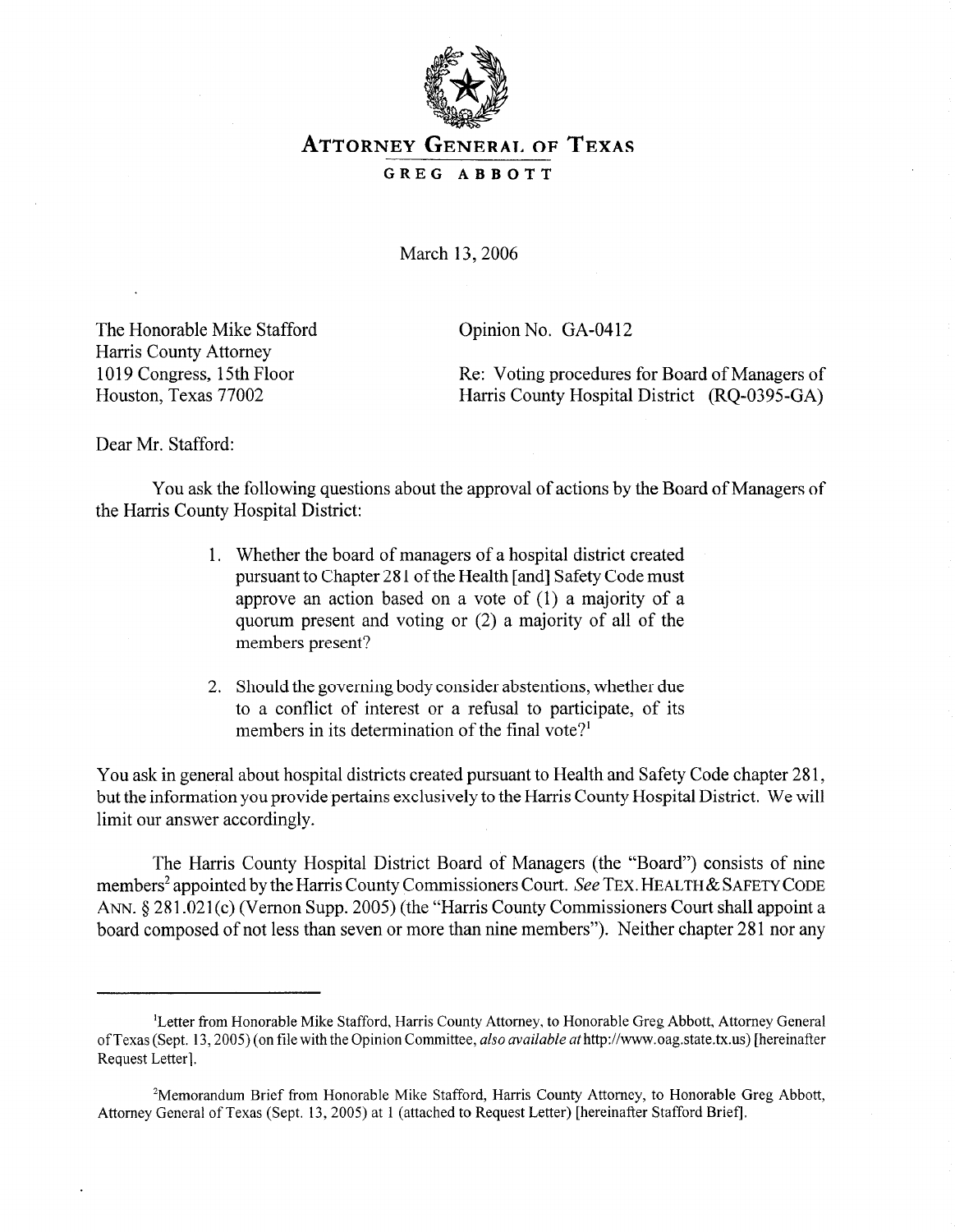# ATTORNEY GENERAL OF TEXAS

**GREG ABBOTT**

March 13, 2006

The Honorable Mike Stafford
Harris County Attorney
1019 Congress, 15th Floor
Houston, Texas 77002

Opinion No. GA-0412

Re: Voting procedures for Board of Managers of Harris County Hospital District (RQ-0395-GA)

Dear Mr. Stafford:

You ask the following questions about the approval of actions by the Board of Managers of the Harris County Hospital District:

> 1. Whether the board of managers of a hospital district created pursuant to Chapter 281 of the Health [and] Safety Code must approve an action based on a vote of (1) a majority of a quorum present and voting or (2) a majority of all of the members present?
>
> 2. Should the governing body consider abstentions, whether due to a conflict of interest or a refusal to participate, of its members in its determination of the final vote?[1]

You ask in general about hospital districts created pursuant to Health and Safety Code chapter 281, but the information you provide pertains exclusively to the Harris County Hospital District. We will limit our answer accordingly.

The Harris County Hospital District Board of Managers (the "Board") consists of nine members[2] appointed by the Harris County Commissioners Court. *See* TEX. HEALTH & SAFETY CODE ANN. § 281.021(c) (Vernon Supp. 2005) (the "Harris County Commissioners Court shall appoint a board composed of not less than seven or more than nine members"). Neither chapter 281 nor any

---

[1]Letter from Honorable Mike Stafford, Harris County Attorney, to Honorable Greg Abbott, Attorney General of Texas (Sept. 13, 2005) (on file with the Opinion Committee, *also available at* http://www.oag.state.tx.us) [hereinafter Request Letter].

[2]Memorandum Brief from Honorable Mike Stafford, Harris County Attorney, to Honorable Greg Abbott, Attorney General of Texas (Sept. 13, 2005) at 1 (attached to Request Letter) [hereinafter Stafford Brief].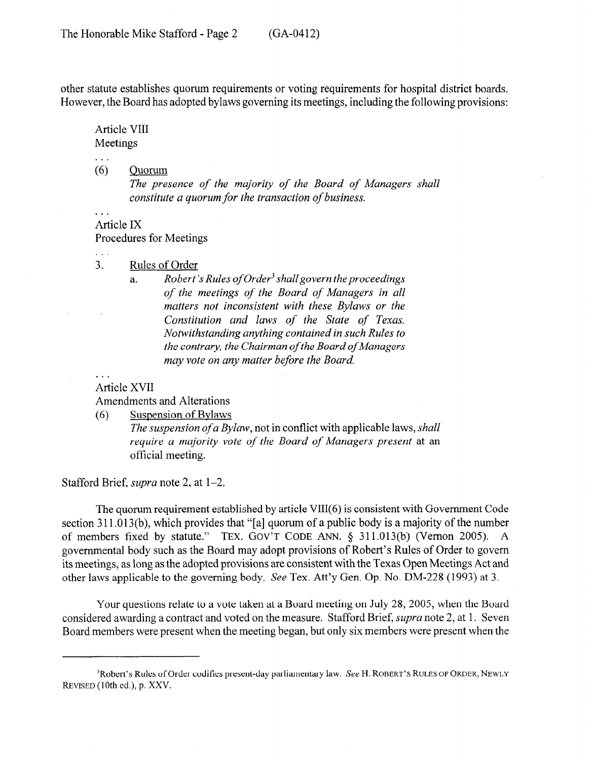other statute establishes quorum requirements or voting requirements for hospital district boards. However, the Board has adopted bylaws governing its meetings, including the following provisions:

> Article VIII
> Meetings
>
> . . .
>
> (6) Quorum
> *The presence of the majority of the Board of Managers shall constitute a quorum for the transaction of business.*
>
> . . .
>
> Article IX
> Procedures for Meetings
>
> . . .
>
> 3. Rules of Order
> a. *Robert's Rules of Order[3] shall govern the proceedings of the meetings of the Board of Managers in all matters not inconsistent with these Bylaws or the Constitution and laws of the State of Texas. Notwithstanding anything contained in such Rules to the contrary, the Chairman of the Board of Managers may vote on any matter before the Board.*
>
> . . .
>
> Article XVII
> Amendments and Alterations
>
> (6) Suspension of Bylaws
> *The suspension of a Bylaw*, not in conflict with applicable laws, *shall require a majority vote of the Board of Managers present* at an official meeting.

Stafford Brief, *supra* note 2, at 1–2.

The quorum requirement established by article VIII(6) is consistent with Government Code section 311.013(b), which provides that "[a] quorum of a public body is a majority of the number of members fixed by statute." TEX. GOV'T CODE ANN. § 311.013(b) (Vernon 2005). A governmental body such as the Board may adopt provisions of Robert's Rules of Order to govern its meetings, as long as the adopted provisions are consistent with the Texas Open Meetings Act and other laws applicable to the governing body. *See* Tex. Att'y Gen. Op. No. DM-228 (1993) at 3.

Your questions relate to a vote taken at a Board meeting on July 28, 2005, when the Board considered awarding a contract and voted on the measure. Stafford Brief, *supra* note 2, at 1. Seven Board members were present when the meeting began, but only six members were present when the

---

[3]Robert's Rules of Order codifies present-day parliamentary law. *See* H. ROBERT'S RULES OF ORDER, NEWLY REVISED (10th ed.), p. XXV.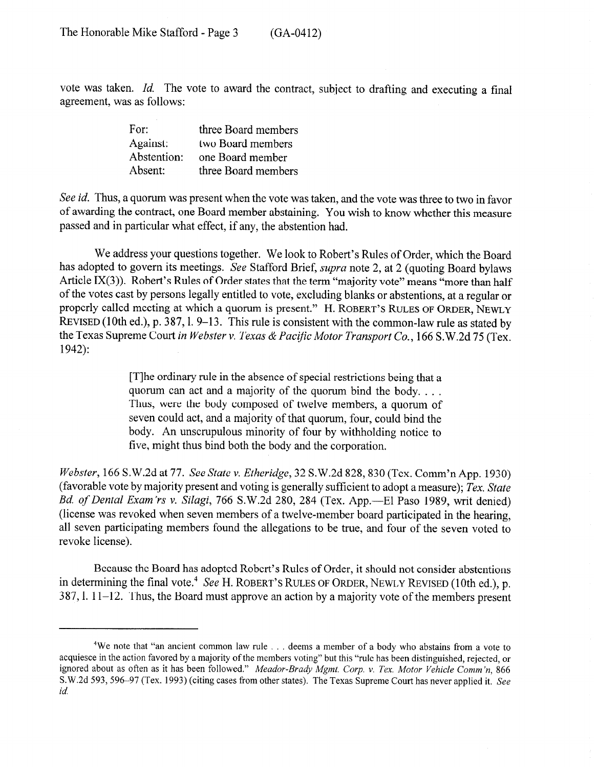vote was taken. *Id.* The vote to award the contract, subject to drafting and executing a final agreement, was as follows:

| | |
|---|---|
| For: | three Board members |
| Against: | two Board members |
| Abstention: | one Board member |
| Absent: | three Board members |

*See id.* Thus, a quorum was present when the vote was taken, and the vote was three to two in favor of awarding the contract, one Board member abstaining. You wish to know whether this measure passed and in particular what effect, if any, the abstention had.

We address your questions together. We look to Robert's Rules of Order, which the Board has adopted to govern its meetings. *See* Stafford Brief, *supra* note 2, at 2 (quoting Board bylaws Article IX(3)). Robert's Rules of Order states that the term "majority vote" means "more than half of the votes cast by persons legally entitled to vote, excluding blanks or abstentions, at a regular or properly called meeting at which a quorum is present." H. ROBERT'S RULES OF ORDER, NEWLY REVISED (10th ed.), p. 387, l. 9–13. This rule is consistent with the common-law rule as stated by the Texas Supreme Court *in Webster v. Texas & Pacific Motor Transport Co.*, 166 S.W.2d 75 (Tex. 1942):

> [T]he ordinary rule in the absence of special restrictions being that a quorum can act and a majority of the quorum bind the body. . . . Thus, were the body composed of twelve members, a quorum of seven could act, and a majority of that quorum, four, could bind the body. An unscrupulous minority of four by withholding notice to five, might thus bind both the body and the corporation.

*Webster*, 166 S.W.2d at 77. *See State v. Etheridge*, 32 S.W.2d 828, 830 (Tex. Comm'n App. 1930) (favorable vote by majority present and voting is generally sufficient to adopt a measure); *Tex. State Bd. of Dental Exam'rs v. Silagi*, 766 S.W.2d 280, 284 (Tex. App.—El Paso 1989, writ denied) (license was revoked when seven members of a twelve-member board participated in the hearing, all seven participating members found the allegations to be true, and four of the seven voted to revoke license).

Because the Board has adopted Robert's Rules of Order, it should not consider abstentions in determining the final vote.[4] *See* H. ROBERT'S RULES OF ORDER, NEWLY REVISED (10th ed.), p. 387, l. 11–12. Thus, the Board must approve an action by a majority vote of the members present

---

[4]We note that "an ancient common law rule . . . deems a member of a body who abstains from a vote to acquiesce in the action favored by a majority of the members voting" but this "rule has been distinguished, rejected, or ignored about as often as it has been followed." *Meador-Brady Mgmt. Corp. v. Tex. Motor Vehicle Comm'n*, 866 S.W.2d 593, 596–97 (Tex. 1993) (citing cases from other states). The Texas Supreme Court has never applied it. *See id.*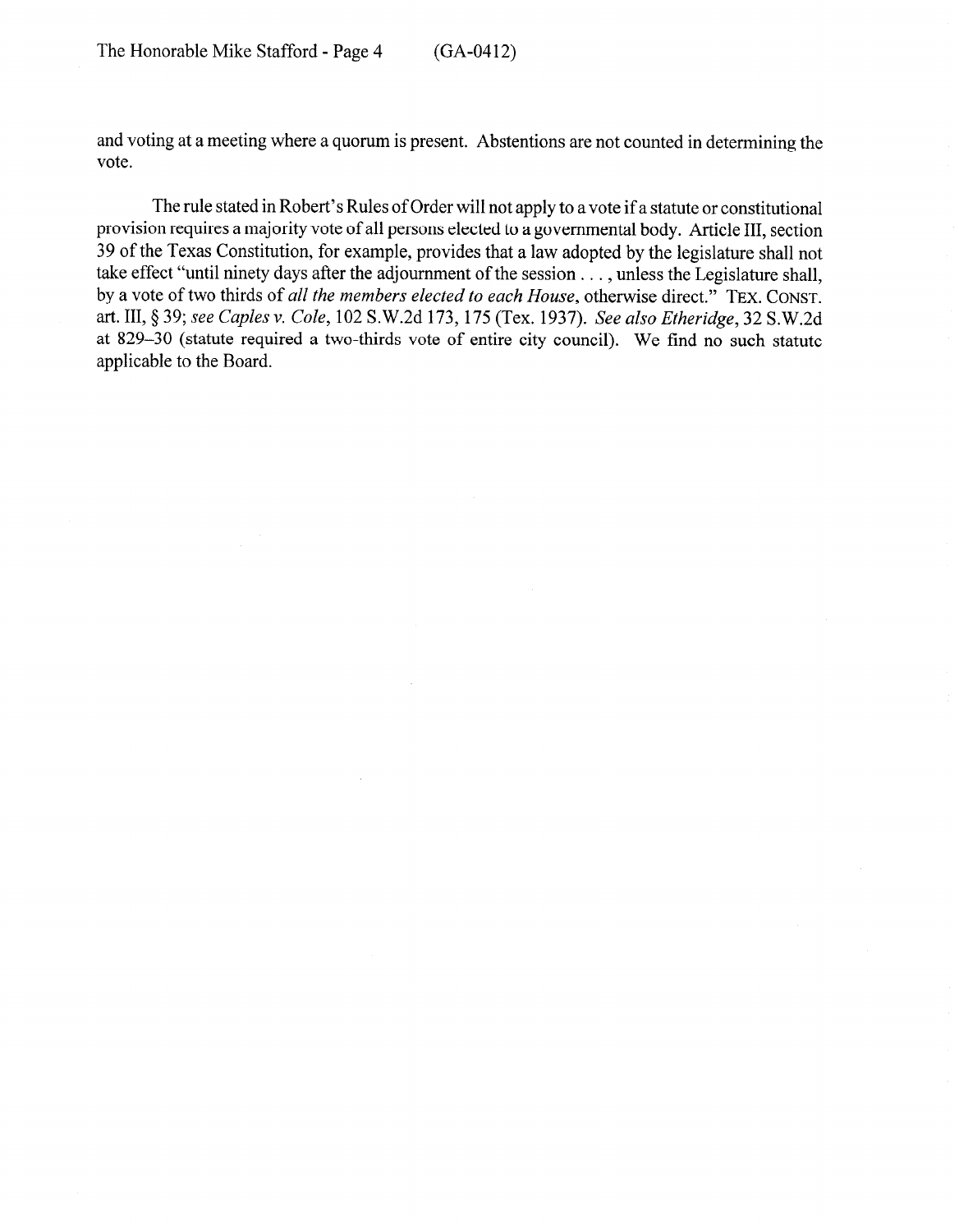and voting at a meeting where a quorum is present. Abstentions are not counted in determining the vote.

The rule stated in Robert's Rules of Order will not apply to a vote if a statute or constitutional provision requires a majority vote of all persons elected to a governmental body. Article III, section 39 of the Texas Constitution, for example, provides that a law adopted by the legislature shall not take effect "until ninety days after the adjournment of the session . . . , unless the Legislature shall, by a vote of two thirds of *all the members elected to each House*, otherwise direct." TEX. CONST. art. III, § 39; *see Caples v. Cole*, 102 S.W.2d 173, 175 (Tex. 1937). *See also Etheridge*, 32 S.W.2d at 829–30 (statute required a two-thirds vote of entire city council). We find no such statute applicable to the Board.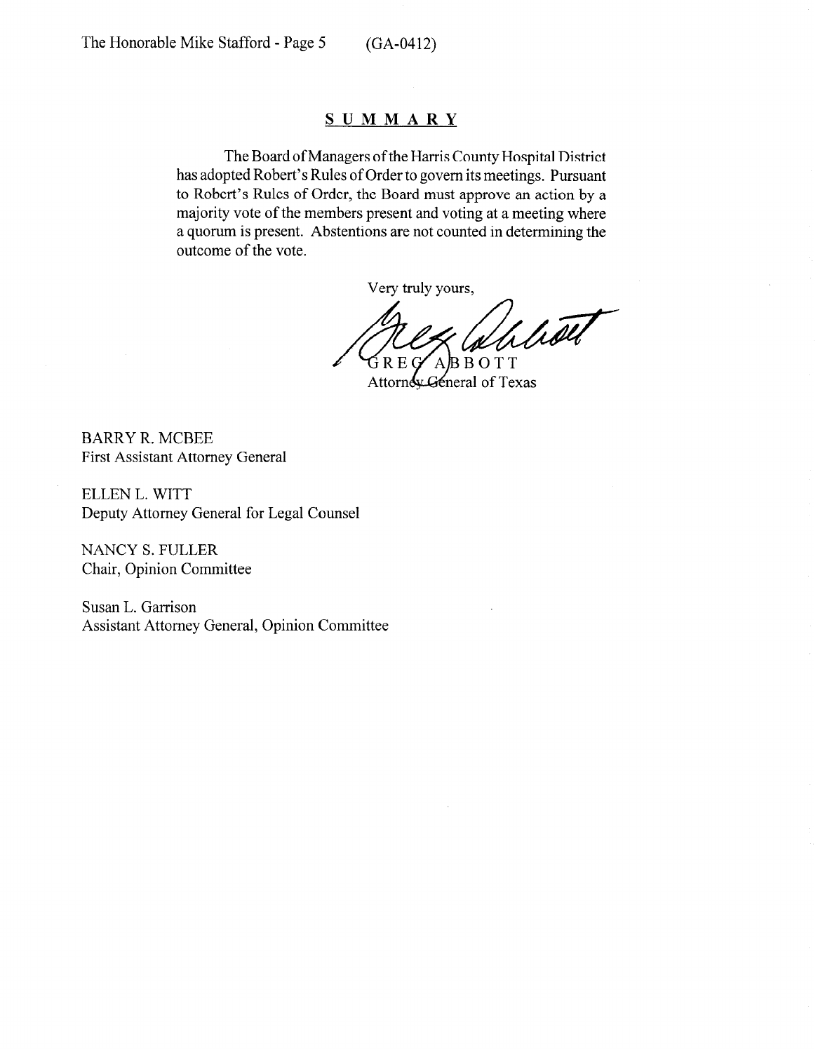## SUMMARY

The Board of Managers of the Harris County Hospital District has adopted Robert's Rules of Order to govern its meetings. Pursuant to Robert's Rules of Order, the Board must approve an action by a majority vote of the members present and voting at a meeting where a quorum is present. Abstentions are not counted in determining the outcome of the vote.

Very truly yours,

GREG ABBOTT
Attorney General of Texas

BARRY R. MCBEE
First Assistant Attorney General

ELLEN L. WITT
Deputy Attorney General for Legal Counsel

NANCY S. FULLER
Chair, Opinion Committee

Susan L. Garrison
Assistant Attorney General, Opinion Committee